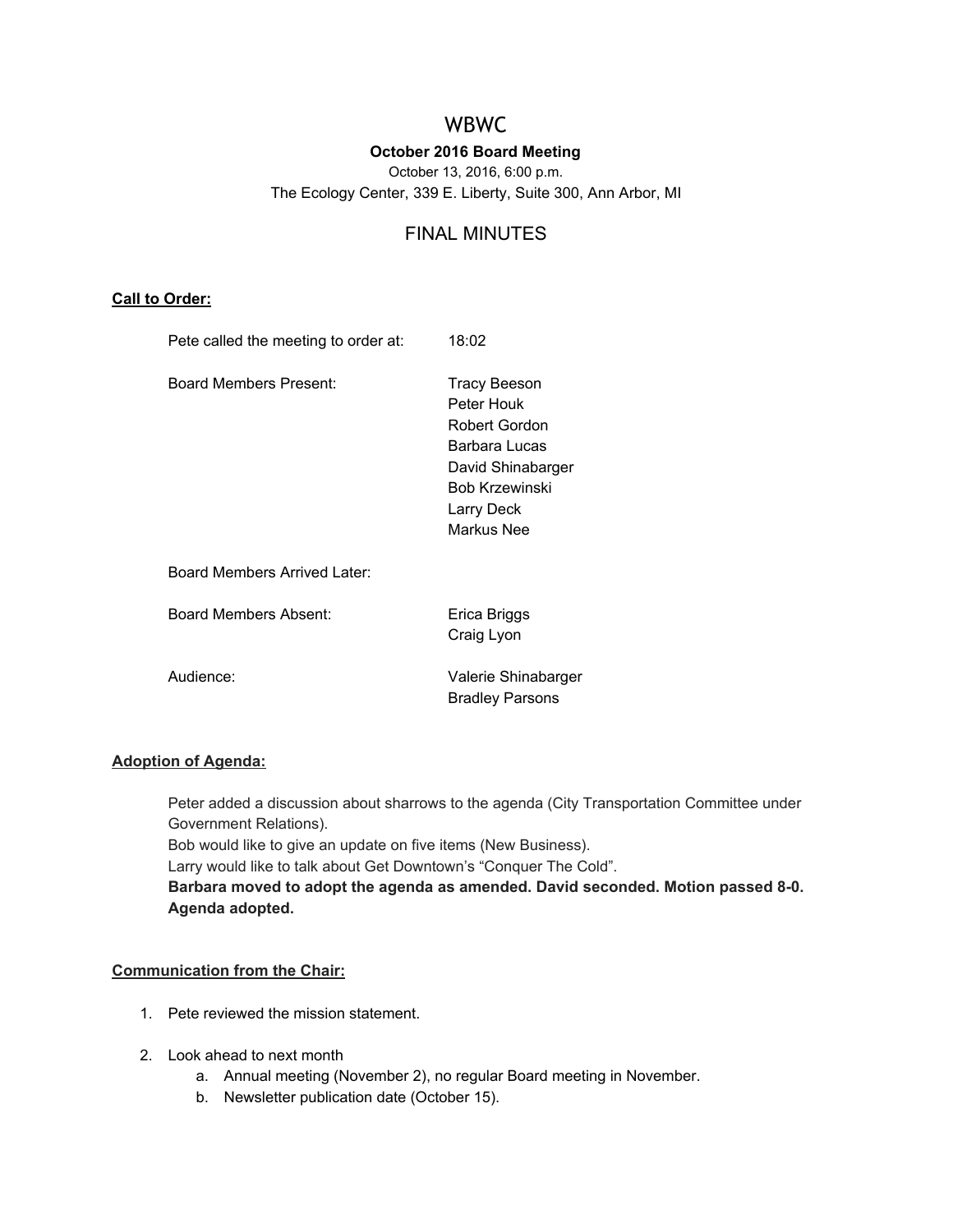# WBWC

**October 2016 Board Meeting**

October 13, 2016, 6:00 p.m.

The Ecology Center, 339 E. Liberty, Suite 300, Ann Arbor, MI

## FINAL MINUTES

### Call to Order:

Pete called the meeting to order at: 18:02

Board Members Present:
- Tracy Beeson
- Peter Houk
- Robert Gordon
- Barbara Lucas
- David Shinabarger
- Bob Krzewinski
- Larry Deck
- Markus Nee

Board Members Arrived Later:

Board Members Absent:
- Erica Briggs
- Craig Lyon

Audience:
- Valerie Shinabarger
- Bradley Parsons

### Adoption of Agenda:

Peter added a discussion about sharrows to the agenda (City Transportation Committee under Government Relations).
Bob would like to give an update on five items (New Business).
Larry would like to talk about Get Downtown's "Conquer The Cold".
**Barbara moved to adopt the agenda as amended. David seconded. Motion passed 8-0. Agenda adopted.**

### Communication from the Chair:

1. Pete reviewed the mission statement.
2. Look ahead to next month
   a. Annual meeting (November 2), no regular Board meeting in November.
   b. Newsletter publication date (October 15).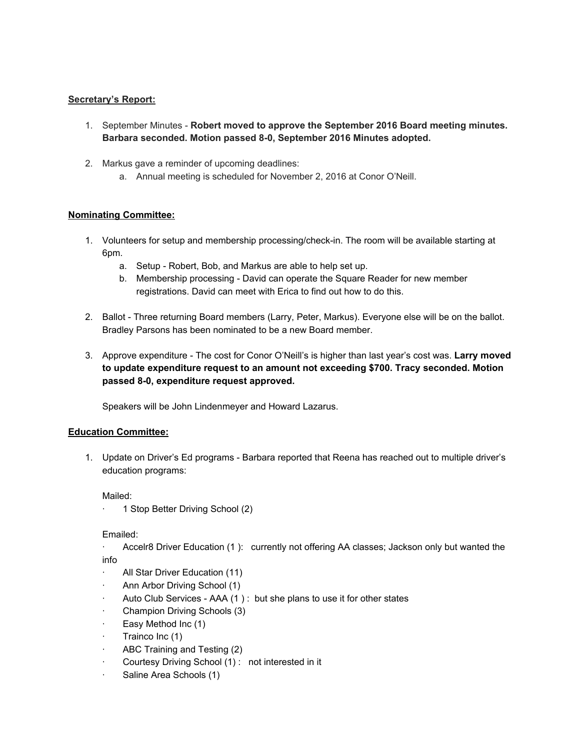**Secretary's Report:**

1. September Minutes - **Robert moved to approve the September 2016 Board meeting minutes. Barbara seconded. Motion passed 8-0, September 2016 Minutes adopted.**

2. Markus gave a reminder of upcoming deadlines:
   a. Annual meeting is scheduled for November 2, 2016 at Conor O'Neill.

**Nominating Committee:**

1. Volunteers for setup and membership processing/check-in. The room will be available starting at 6pm.
   a. Setup - Robert, Bob, and Markus are able to help set up.
   b. Membership processing - David can operate the Square Reader for new member registrations. David can meet with Erica to find out how to do this.

2. Ballot - Three returning Board members (Larry, Peter, Markus). Everyone else will be on the ballot. Bradley Parsons has been nominated to be a new Board member.

3. Approve expenditure - The cost for Conor O'Neill's is higher than last year's cost was. **Larry moved to update expenditure request to an amount not exceeding $700. Tracy seconded. Motion passed 8-0, expenditure request approved.**

   Speakers will be John Lindenmeyer and Howard Lazarus.

**Education Committee:**

1. Update on Driver's Ed programs - Barbara reported that Reena has reached out to multiple driver's education programs:

   Mailed:

   · 1 Stop Better Driving School (2)

   Emailed:

   · Accelr8 Driver Education (1 ): currently not offering AA classes; Jackson only but wanted the info
   · All Star Driver Education (11)
   · Ann Arbor Driving School (1)
   · Auto Club Services - AAA (1 ) : but she plans to use it for other states
   · Champion Driving Schools (3)
   · Easy Method Inc (1)
   · Trainco Inc (1)
   · ABC Training and Testing (2)
   · Courtesy Driving School (1) : not interested in it
   · Saline Area Schools (1)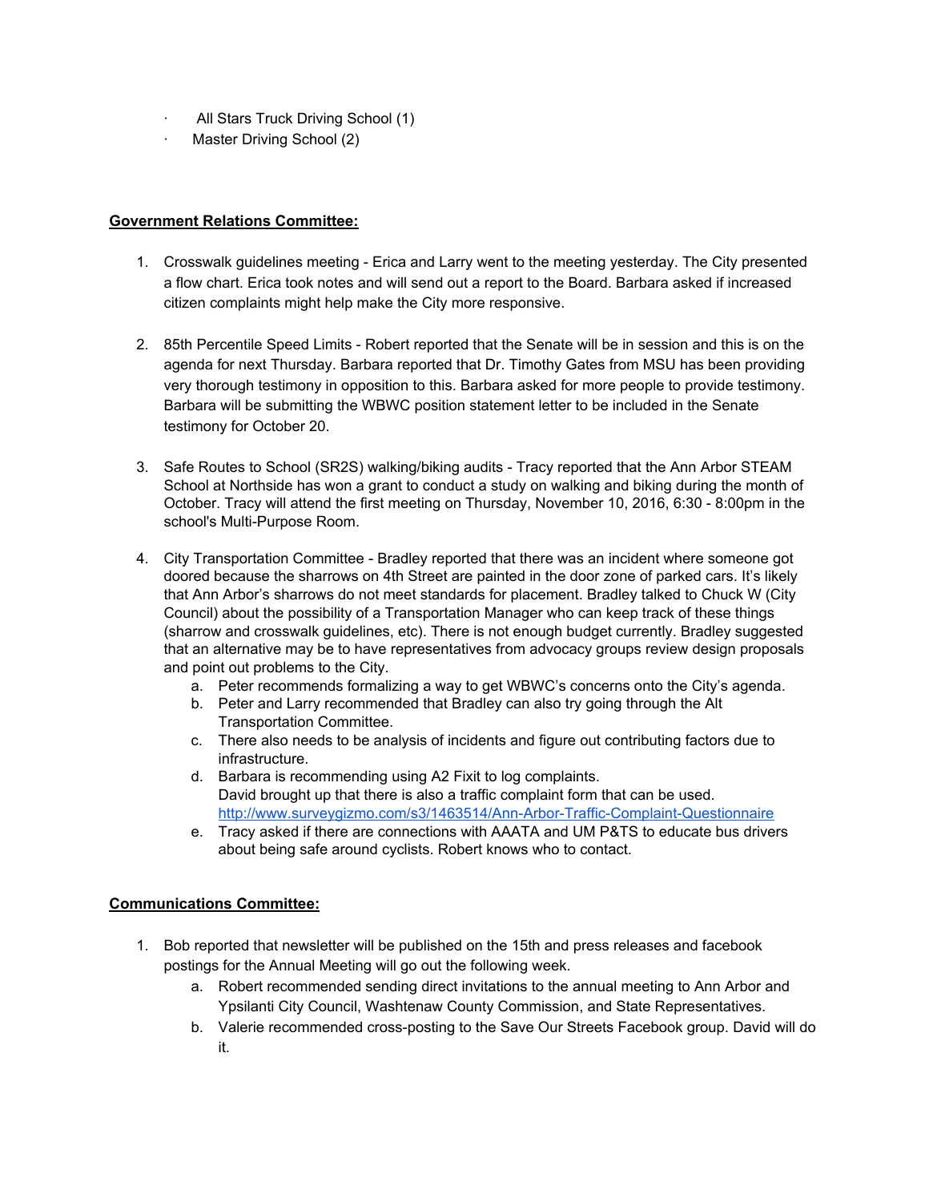- All Stars Truck Driving School (1)
- Master Driving School (2)

**Government Relations Committee:**

1. Crosswalk guidelines meeting - Erica and Larry went to the meeting yesterday. The City presented a flow chart. Erica took notes and will send out a report to the Board. Barbara asked if increased citizen complaints might help make the City more responsive.

2. 85th Percentile Speed Limits - Robert reported that the Senate will be in session and this is on the agenda for next Thursday. Barbara reported that Dr. Timothy Gates from MSU has been providing very thorough testimony in opposition to this. Barbara asked for more people to provide testimony. Barbara will be submitting the WBWC position statement letter to be included in the Senate testimony for October 20.

3. Safe Routes to School (SR2S) walking/biking audits - Tracy reported that the Ann Arbor STEAM School at Northside has won a grant to conduct a study on walking and biking during the month of October. Tracy will attend the first meeting on Thursday, November 10, 2016, 6:30 - 8:00pm in the school's Multi-Purpose Room.

4. City Transportation Committee - Bradley reported that there was an incident where someone got doored because the sharrows on 4th Street are painted in the door zone of parked cars. It's likely that Ann Arbor's sharrows do not meet standards for placement. Bradley talked to Chuck W (City Council) about the possibility of a Transportation Manager who can keep track of these things (sharrow and crosswalk guidelines, etc). There is not enough budget currently. Bradley suggested that an alternative may be to have representatives from advocacy groups review design proposals and point out problems to the City.
   a. Peter recommends formalizing a way to get WBWC's concerns onto the City's agenda.
   b. Peter and Larry recommended that Bradley can also try going through the Alt Transportation Committee.
   c. There also needs to be analysis of incidents and figure out contributing factors due to infrastructure.
   d. Barbara is recommending using A2 Fixit to log complaints. David brought up that there is also a traffic complaint form that can be used. http://www.surveygizmo.com/s3/1463514/Ann-Arbor-Traffic-Complaint-Questionnaire
   e. Tracy asked if there are connections with AAATA and UM P&TS to educate bus drivers about being safe around cyclists. Robert knows who to contact.

**Communications Committee:**

1. Bob reported that newsletter will be published on the 15th and press releases and facebook postings for the Annual Meeting will go out the following week.
   a. Robert recommended sending direct invitations to the annual meeting to Ann Arbor and Ypsilanti City Council, Washtenaw County Commission, and State Representatives.
   b. Valerie recommended cross-posting to the Save Our Streets Facebook group. David will do it.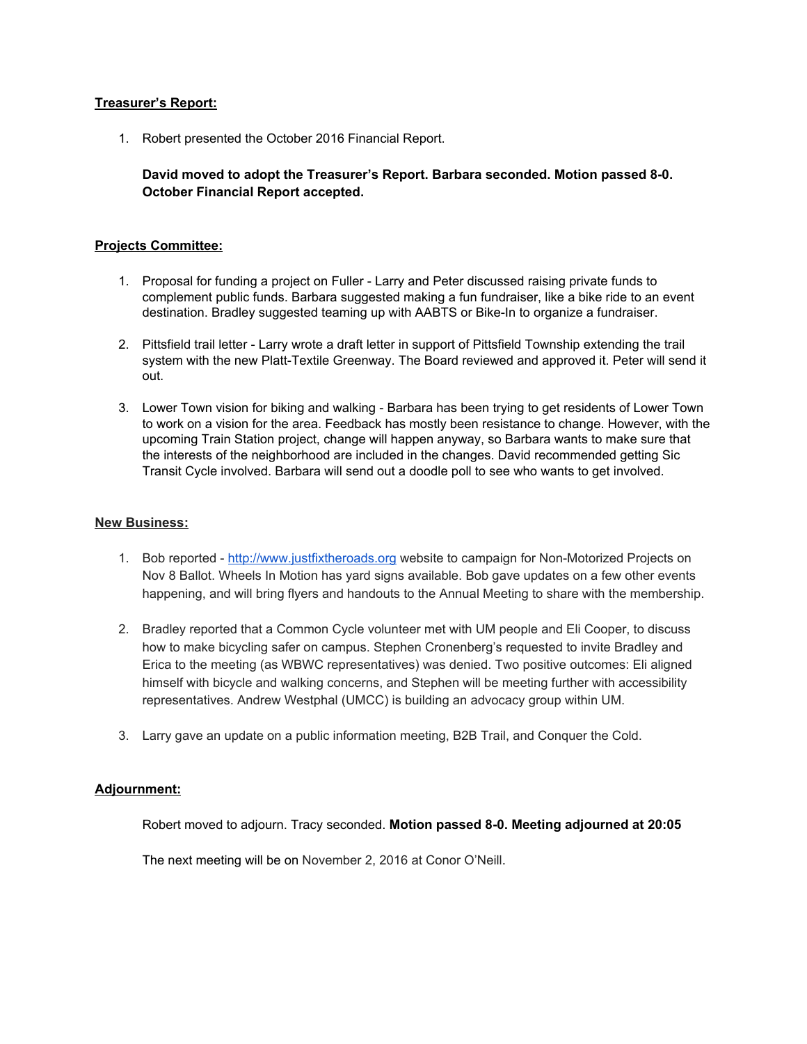**Treasurer's Report:**

1. Robert presented the October 2016 Financial Report.

   **David moved to adopt the Treasurer's Report. Barbara seconded. Motion passed 8-0. October Financial Report accepted.**

**Projects Committee:**

1. Proposal for funding a project on Fuller - Larry and Peter discussed raising private funds to complement public funds. Barbara suggested making a fun fundraiser, like a bike ride to an event destination. Bradley suggested teaming up with AABTS or Bike-In to organize a fundraiser.

2. Pittsfield trail letter - Larry wrote a draft letter in support of Pittsfield Township extending the trail system with the new Platt-Textile Greenway. The Board reviewed and approved it. Peter will send it out.

3. Lower Town vision for biking and walking - Barbara has been trying to get residents of Lower Town to work on a vision for the area. Feedback has mostly been resistance to change. However, with the upcoming Train Station project, change will happen anyway, so Barbara wants to make sure that the interests of the neighborhood are included in the changes. David recommended getting Sic Transit Cycle involved. Barbara will send out a doodle poll to see who wants to get involved.

**New Business:**

1. Bob reported - [http://www.justfixtheroads.org](http://www.justfixtheroads.org) website to campaign for Non-Motorized Projects on Nov 8 Ballot. Wheels In Motion has yard signs available. Bob gave updates on a few other events happening, and will bring flyers and handouts to the Annual Meeting to share with the membership.

2. Bradley reported that a Common Cycle volunteer met with UM people and Eli Cooper, to discuss how to make bicycling safer on campus. Stephen Cronenberg's requested to invite Bradley and Erica to the meeting (as WBWC representatives) was denied. Two positive outcomes: Eli aligned himself with bicycle and walking concerns, and Stephen will be meeting further with accessibility representatives. Andrew Westphal (UMCC) is building an advocacy group within UM.

3. Larry gave an update on a public information meeting, B2B Trail, and Conquer the Cold.

**Adjournment:**

Robert moved to adjourn. Tracy seconded. **Motion passed 8-0. Meeting adjourned at 20:05**

The next meeting will be on November 2, 2016 at Conor O'Neill.